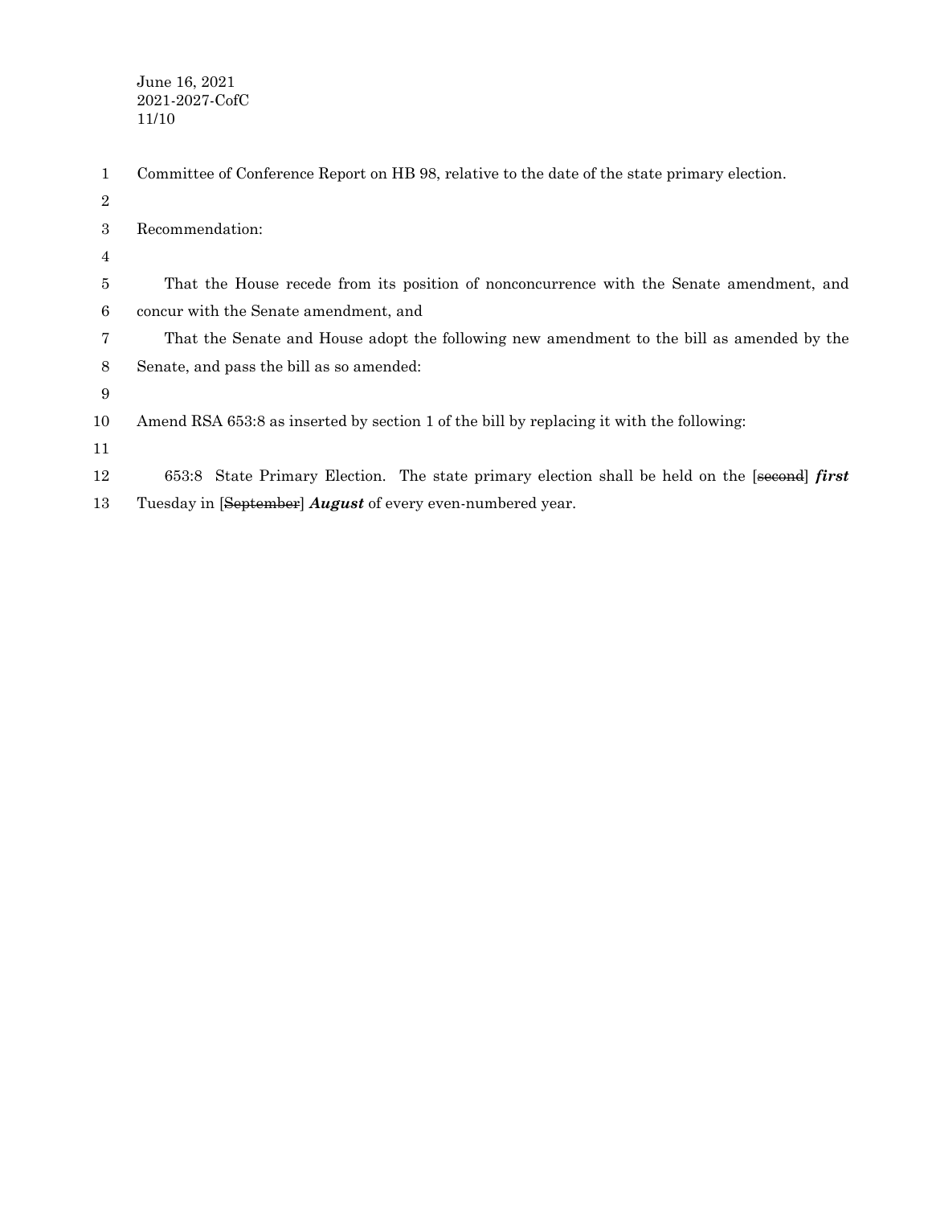June 16, 2021
2021-2027-CofC
11/10

Committee of Conference Report on HB 98, relative to the date of the state primary election.

Recommendation:

That the House recede from its position of nonconcurrence with the Senate amendment, and concur with the Senate amendment, and

That the Senate and House adopt the following new amendment to the bill as amended by the Senate, and pass the bill as so amended:

Amend RSA 653:8 as inserted by section 1 of the bill by replacing it with the following:

653:8 State Primary Election. The state primary election shall be held on the [~~second~~] ***first*** Tuesday in [~~September~~] ***August*** of every even-numbered year.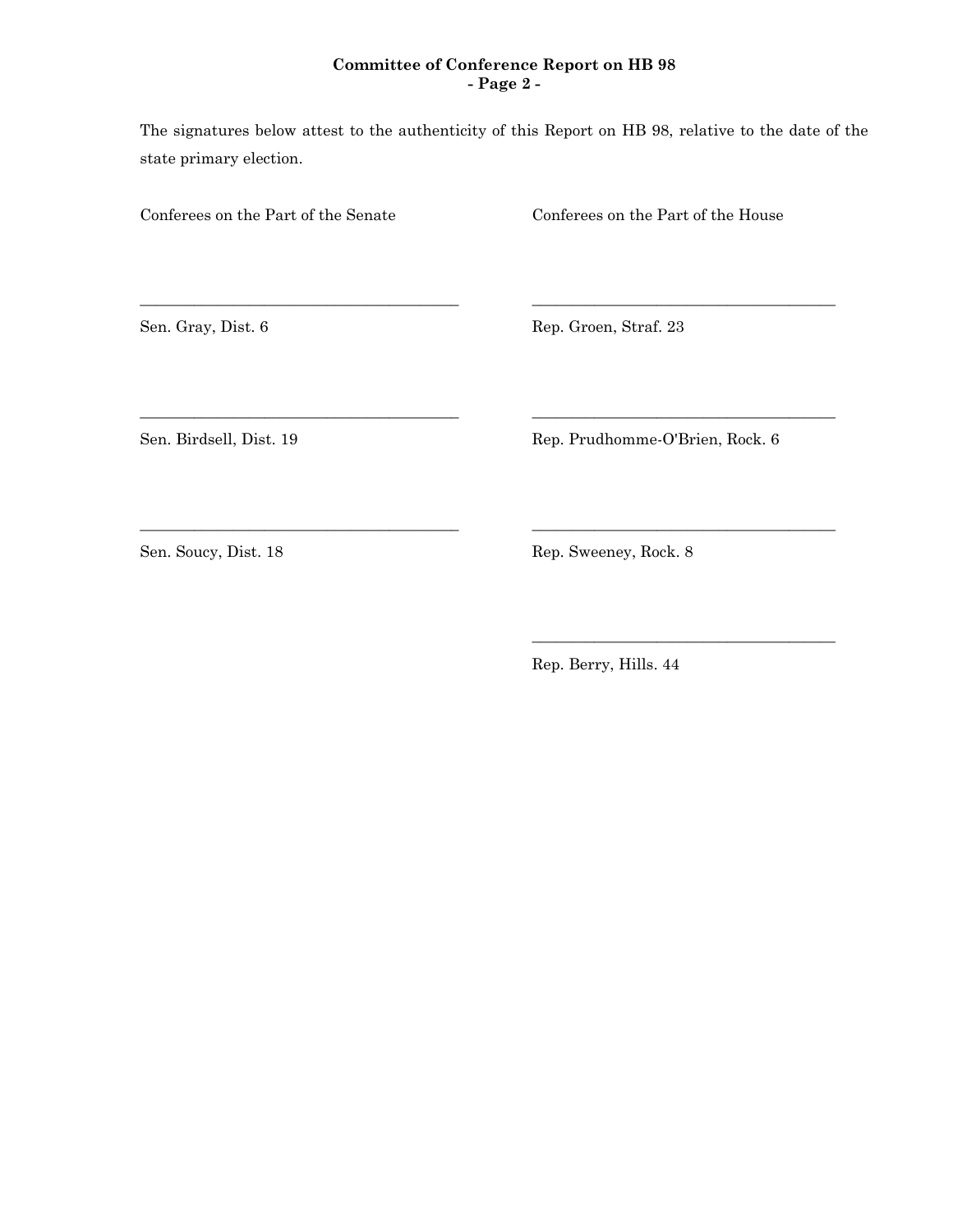**Committee of Conference Report on HB 98**
**- Page 2 -**

The signatures below attest to the authenticity of this Report on HB 98, relative to the date of the state primary election.

| Conferees on the Part of the Senate | Conferees on the Part of the House |
| --- | --- |
| ______________________________ | ______________________________ |
| Sen. Gray, Dist. 6 | Rep. Groen, Straf. 23 |
| ______________________________ | ______________________________ |
| Sen. Birdsell, Dist. 19 | Rep. Prudhomme-O'Brien, Rock. 6 |
| ______________________________ | ______________________________ |
| Sen. Soucy, Dist. 18 | Rep. Sweeney, Rock. 8 |
| | ______________________________ |
| | Rep. Berry, Hills. 44 |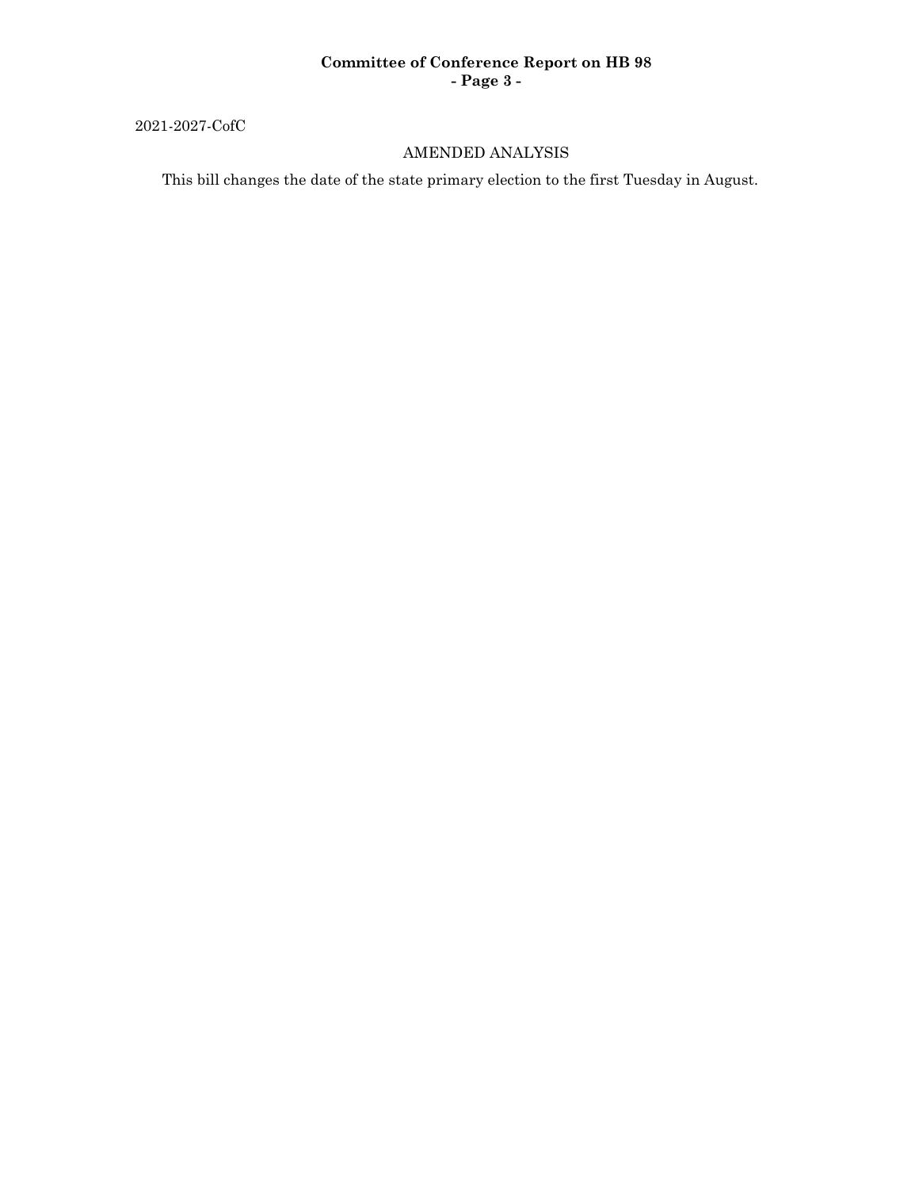2021-2027-CofC

AMENDED ANALYSIS

This bill changes the date of the state primary election to the first Tuesday in August.